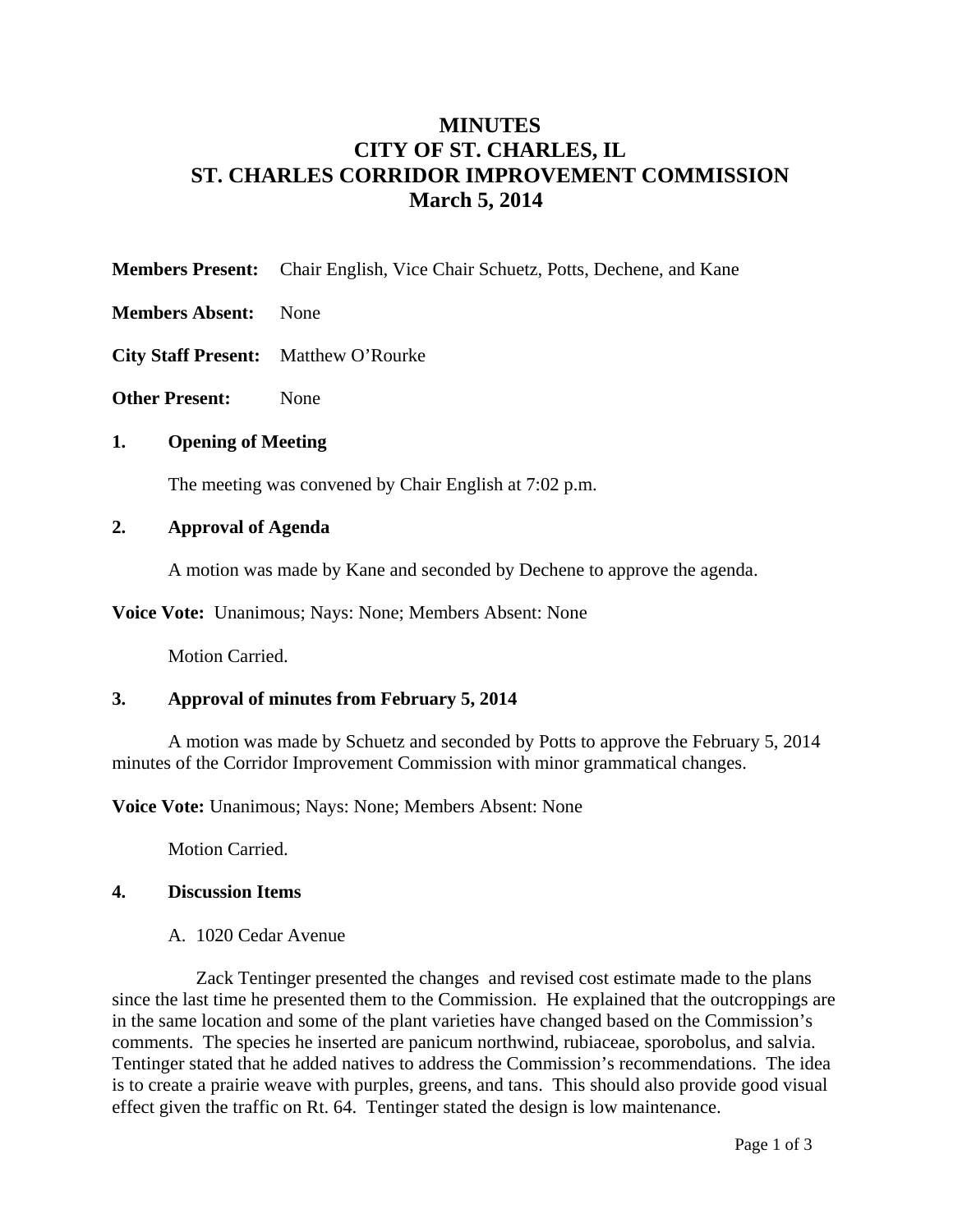# MINUTES
# CITY OF ST. CHARLES, IL
# ST. CHARLES CORRIDOR IMPROVEMENT COMMISSION
# March 5, 2014

**Members Present:** Chair English, Vice Chair Schuetz, Potts, Dechene, and Kane

**Members Absent:** None

**City Staff Present:** Matthew O'Rourke

**Other Present:** None

## 1. Opening of Meeting

The meeting was convened by Chair English at 7:02 p.m.

## 2. Approval of Agenda

A motion was made by Kane and seconded by Dechene to approve the agenda.

**Voice Vote:** Unanimous; Nays: None; Members Absent: None

Motion Carried.

## 3. Approval of minutes from February 5, 2014

A motion was made by Schuetz and seconded by Potts to approve the February 5, 2014 minutes of the Corridor Improvement Commission with minor grammatical changes.

**Voice Vote:** Unanimous; Nays: None; Members Absent: None

Motion Carried.

## 4. Discussion Items

A. 1020 Cedar Avenue

Zack Tentinger presented the changes and revised cost estimate made to the plans since the last time he presented them to the Commission. He explained that the outcroppings are in the same location and some of the plant varieties have changed based on the Commission's comments. The species he inserted are panicum northwind, rubiaceae, sporobolus, and salvia. Tentinger stated that he added natives to address the Commission's recommendations. The idea is to create a prairie weave with purples, greens, and tans. This should also provide good visual effect given the traffic on Rt. 64. Tentinger stated the design is low maintenance.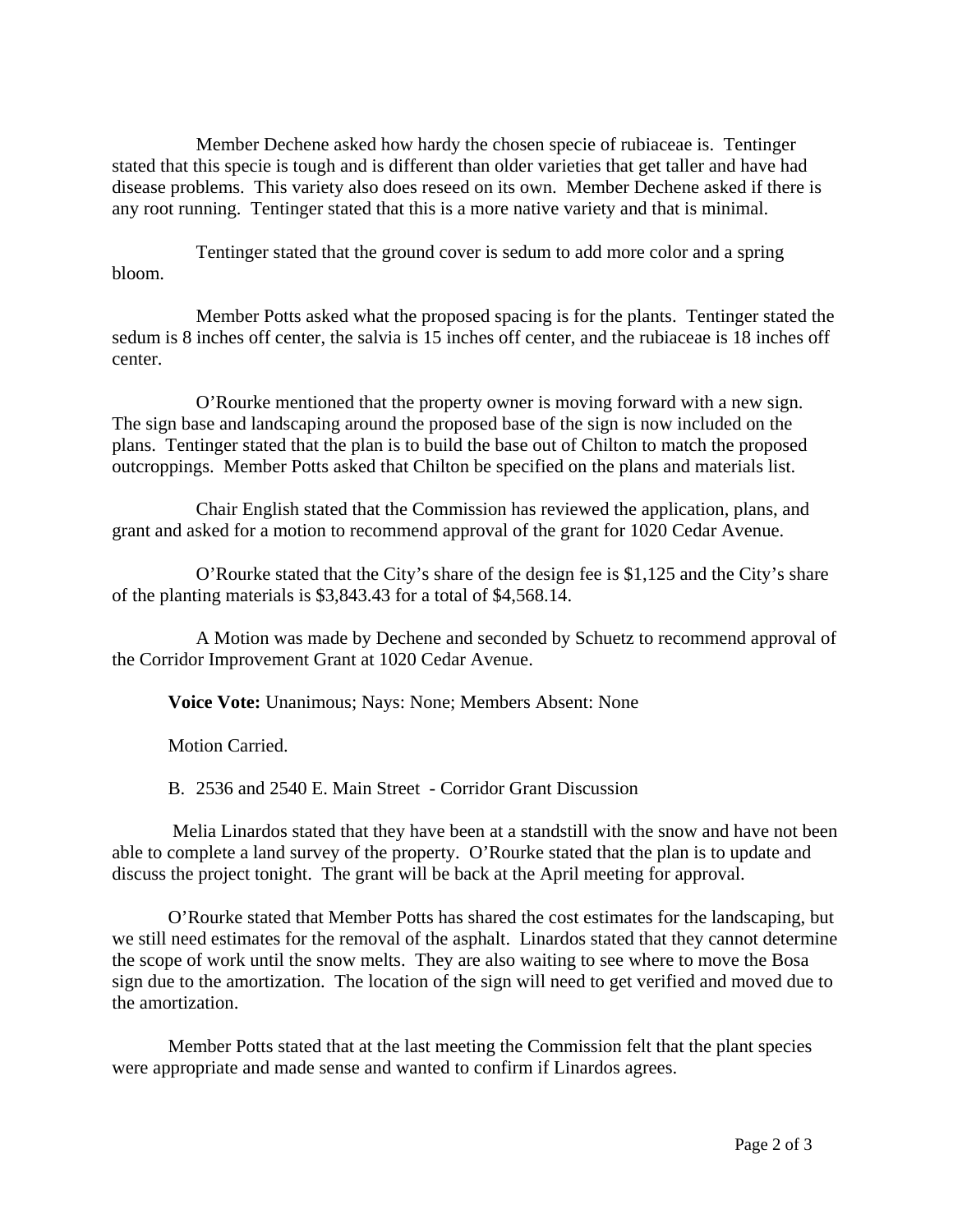Member Dechene asked how hardy the chosen specie of rubiaceae is. Tentinger stated that this specie is tough and is different than older varieties that get taller and have had disease problems. This variety also does reseed on its own. Member Dechene asked if there is any root running. Tentinger stated that this is a more native variety and that is minimal.

Tentinger stated that the ground cover is sedum to add more color and a spring bloom.

Member Potts asked what the proposed spacing is for the plants. Tentinger stated the sedum is 8 inches off center, the salvia is 15 inches off center, and the rubiaceae is 18 inches off center.

O'Rourke mentioned that the property owner is moving forward with a new sign. The sign base and landscaping around the proposed base of the sign is now included on the plans. Tentinger stated that the plan is to build the base out of Chilton to match the proposed outcroppings. Member Potts asked that Chilton be specified on the plans and materials list.

Chair English stated that the Commission has reviewed the application, plans, and grant and asked for a motion to recommend approval of the grant for 1020 Cedar Avenue.

O'Rourke stated that the City's share of the design fee is $1,125 and the City's share of the planting materials is $3,843.43 for a total of $4,568.14.

A Motion was made by Dechene and seconded by Schuetz to recommend approval of the Corridor Improvement Grant at 1020 Cedar Avenue.

**Voice Vote:** Unanimous; Nays: None; Members Absent: None

Motion Carried.

B. 2536 and 2540 E. Main Street - Corridor Grant Discussion

Melia Linardos stated that they have been at a standstill with the snow and have not been able to complete a land survey of the property. O'Rourke stated that the plan is to update and discuss the project tonight. The grant will be back at the April meeting for approval.

O'Rourke stated that Member Potts has shared the cost estimates for the landscaping, but we still need estimates for the removal of the asphalt. Linardos stated that they cannot determine the scope of work until the snow melts. They are also waiting to see where to move the Bosa sign due to the amortization. The location of the sign will need to get verified and moved due to the amortization.

Member Potts stated that at the last meeting the Commission felt that the plant species were appropriate and made sense and wanted to confirm if Linardos agrees.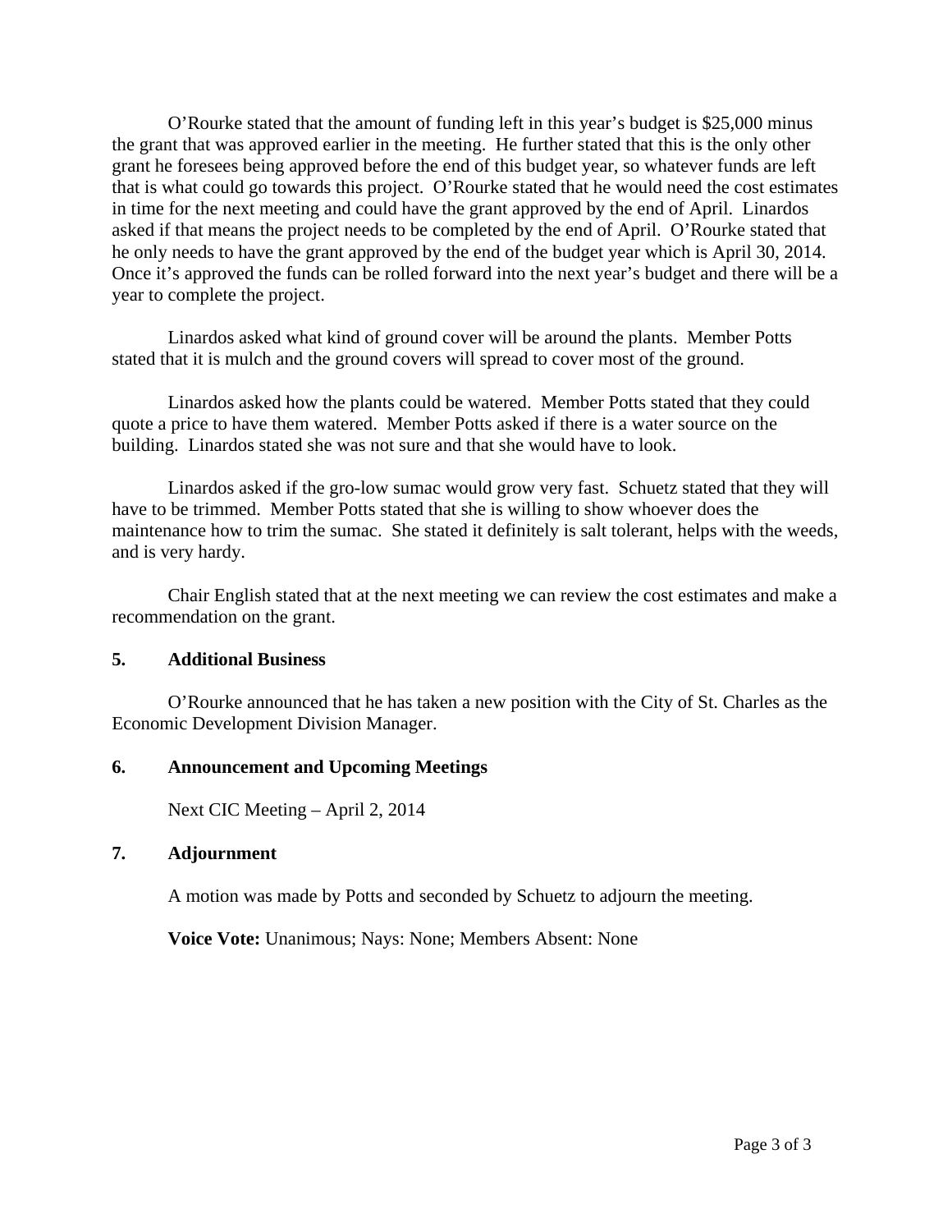O'Rourke stated that the amount of funding left in this year's budget is $25,000 minus the grant that was approved earlier in the meeting. He further stated that this is the only other grant he foresees being approved before the end of this budget year, so whatever funds are left that is what could go towards this project. O'Rourke stated that he would need the cost estimates in time for the next meeting and could have the grant approved by the end of April. Linardos asked if that means the project needs to be completed by the end of April. O'Rourke stated that he only needs to have the grant approved by the end of the budget year which is April 30, 2014. Once it's approved the funds can be rolled forward into the next year's budget and there will be a year to complete the project.

Linardos asked what kind of ground cover will be around the plants. Member Potts stated that it is mulch and the ground covers will spread to cover most of the ground.

Linardos asked how the plants could be watered. Member Potts stated that they could quote a price to have them watered. Member Potts asked if there is a water source on the building. Linardos stated she was not sure and that she would have to look.

Linardos asked if the gro-low sumac would grow very fast. Schuetz stated that they will have to be trimmed. Member Potts stated that she is willing to show whoever does the maintenance how to trim the sumac. She stated it definitely is salt tolerant, helps with the weeds, and is very hardy.

Chair English stated that at the next meeting we can review the cost estimates and make a recommendation on the grant.

**5. Additional Business**

O'Rourke announced that he has taken a new position with the City of St. Charles as the Economic Development Division Manager.

**6. Announcement and Upcoming Meetings**

Next CIC Meeting – April 2, 2014

**7. Adjournment**

A motion was made by Potts and seconded by Schuetz to adjourn the meeting.

**Voice Vote:** Unanimous; Nays: None; Members Absent: None